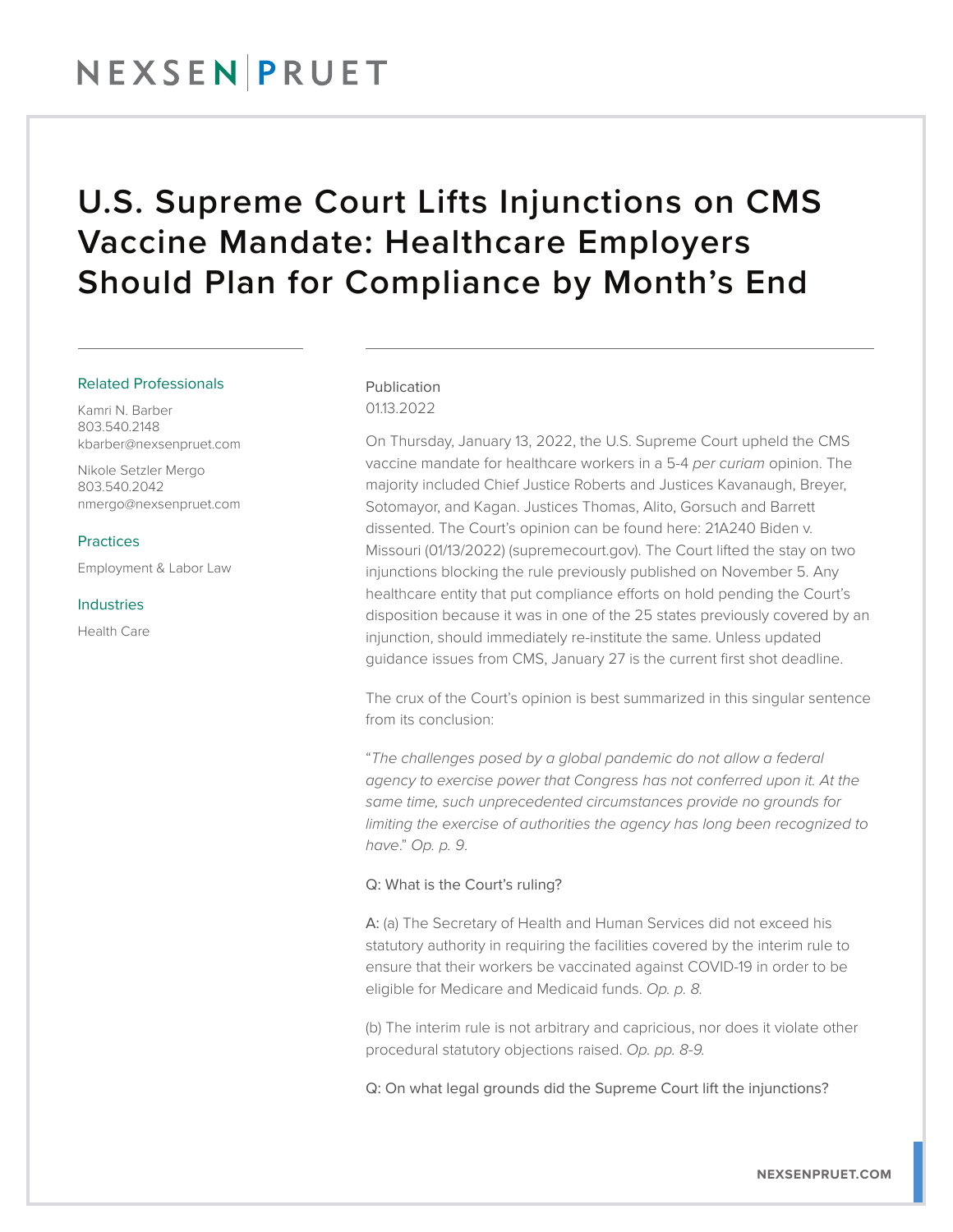# U.S. Supreme Court Lifts Injunctions on CMS Vaccine Mandate: Healthcare Employers Should Plan for Compliance by Month's End

Related Professionals

Kamri N. Barber
803.540.2148
kbarber@nexsenpruet.com

Nikole Setzler Mergo
803.540.2042
nmergo@nexsenpruet.com

Practices

Employment & Labor Law

Industries

Health Care

Publication
01.13.2022

On Thursday, January 13, 2022, the U.S. Supreme Court upheld the CMS vaccine mandate for healthcare workers in a 5-4 *per curiam* opinion. The majority included Chief Justice Roberts and Justices Kavanaugh, Breyer, Sotomayor, and Kagan. Justices Thomas, Alito, Gorsuch and Barrett dissented. The Court's opinion can be found here: 21A240 Biden v. Missouri (01/13/2022) (supremecourt.gov). The Court lifted the stay on two injunctions blocking the rule previously published on November 5. Any healthcare entity that put compliance efforts on hold pending the Court's disposition because it was in one of the 25 states previously covered by an injunction, should immediately re-institute the same. Unless updated guidance issues from CMS, January 27 is the current first shot deadline.

The crux of the Court's opinion is best summarized in this singular sentence from its conclusion:

"*The challenges posed by a global pandemic do not allow a federal agency to exercise power that Congress has not conferred upon it. At the same time, such unprecedented circumstances provide no grounds for limiting the exercise of authorities the agency has long been recognized to have*." *Op. p. 9.*

Q: What is the Court's ruling?

A: (a) The Secretary of Health and Human Services did not exceed his statutory authority in requiring the facilities covered by the interim rule to ensure that their workers be vaccinated against COVID-19 in order to be eligible for Medicare and Medicaid funds. *Op. p. 8.*

(b) The interim rule is not arbitrary and capricious, nor does it violate other procedural statutory objections raised. *Op. pp. 8-9.*

Q: On what legal grounds did the Supreme Court lift the injunctions?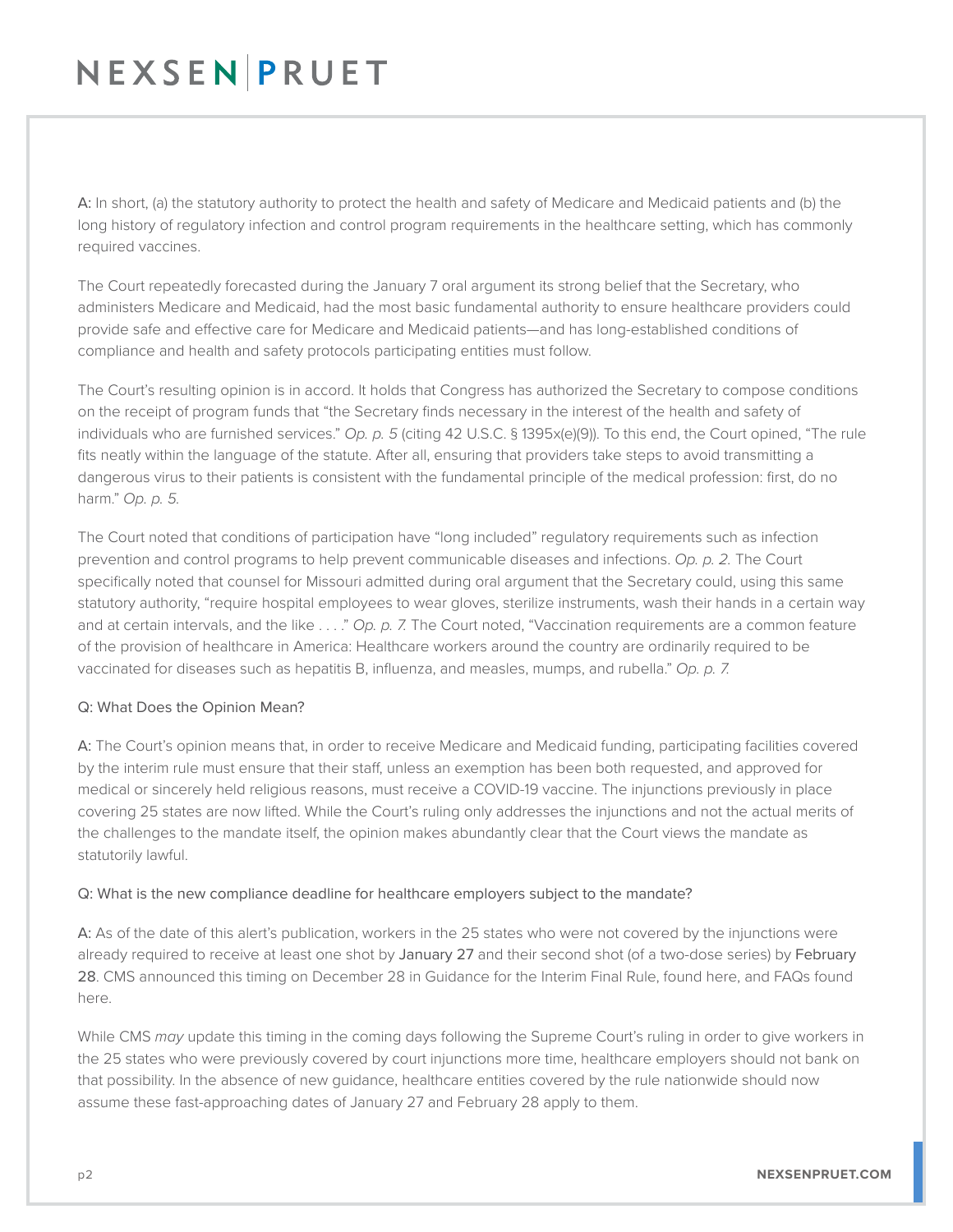A: In short, (a) the statutory authority to protect the health and safety of Medicare and Medicaid patients and (b) the long history of regulatory infection and control program requirements in the healthcare setting, which has commonly required vaccines.

The Court repeatedly forecasted during the January 7 oral argument its strong belief that the Secretary, who administers Medicare and Medicaid, had the most basic fundamental authority to ensure healthcare providers could provide safe and effective care for Medicare and Medicaid patients—and has long-established conditions of compliance and health and safety protocols participating entities must follow.

The Court's resulting opinion is in accord. It holds that Congress has authorized the Secretary to compose conditions on the receipt of program funds that "the Secretary finds necessary in the interest of the health and safety of individuals who are furnished services." *Op. p. 5* (citing 42 U.S.C. § 1395x(e)(9)). To this end, the Court opined, "The rule fits neatly within the language of the statute. After all, ensuring that providers take steps to avoid transmitting a dangerous virus to their patients is consistent with the fundamental principle of the medical profession: first, do no harm." *Op. p. 5.*

The Court noted that conditions of participation have "long included" regulatory requirements such as infection prevention and control programs to help prevent communicable diseases and infections. *Op. p. 2.* The Court specifically noted that counsel for Missouri admitted during oral argument that the Secretary could, using this same statutory authority, "require hospital employees to wear gloves, sterilize instruments, wash their hands in a certain way and at certain intervals, and the like . . . ." *Op. p. 7.* The Court noted, "Vaccination requirements are a common feature of the provision of healthcare in America: Healthcare workers around the country are ordinarily required to be vaccinated for diseases such as hepatitis B, influenza, and measles, mumps, and rubella." *Op. p. 7.*

Q: What Does the Opinion Mean?

A: The Court's opinion means that, in order to receive Medicare and Medicaid funding, participating facilities covered by the interim rule must ensure that their staff, unless an exemption has been both requested, and approved for medical or sincerely held religious reasons, must receive a COVID-19 vaccine. The injunctions previously in place covering 25 states are now lifted. While the Court's ruling only addresses the injunctions and not the actual merits of the challenges to the mandate itself, the opinion makes abundantly clear that the Court views the mandate as statutorily lawful.

Q: What is the new compliance deadline for healthcare employers subject to the mandate?

A: As of the date of this alert's publication, workers in the 25 states who were not covered by the injunctions were already required to receive at least one shot by January 27 and their second shot (of a two-dose series) by February 28. CMS announced this timing on December 28 in Guidance for the Interim Final Rule, found here, and FAQs found here.

While CMS *may* update this timing in the coming days following the Supreme Court's ruling in order to give workers in the 25 states who were previously covered by court injunctions more time, healthcare employers should not bank on that possibility. In the absence of new guidance, healthcare entities covered by the rule nationwide should now assume these fast-approaching dates of January 27 and February 28 apply to them.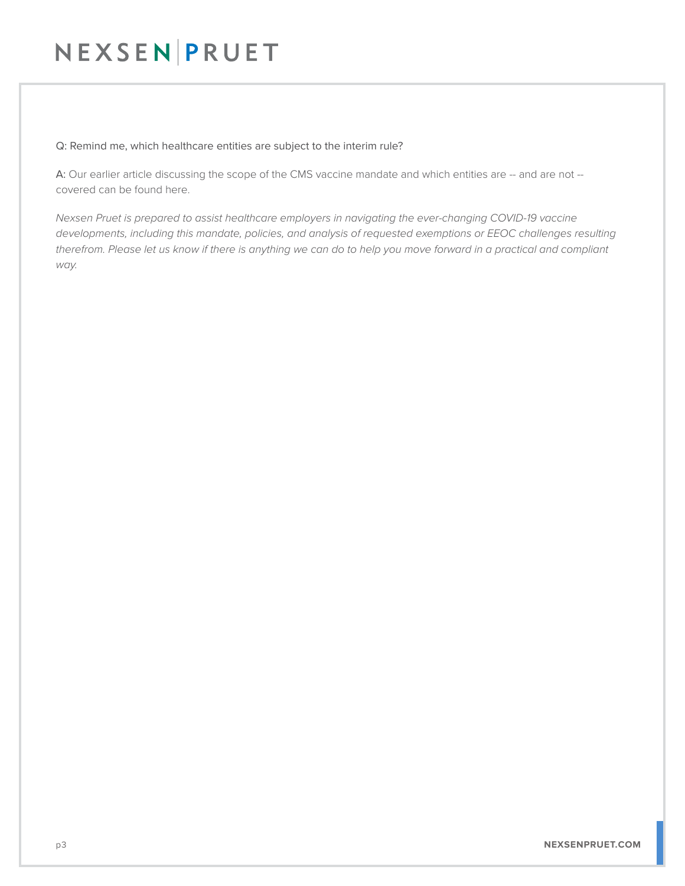Q: Remind me, which healthcare entities are subject to the interim rule?

A: Our earlier article discussing the scope of the CMS vaccine mandate and which entities are -- and are not -- covered can be found here.

*Nexsen Pruet is prepared to assist healthcare employers in navigating the ever-changing COVID-19 vaccine developments, including this mandate, policies, and analysis of requested exemptions or EEOC challenges resulting therefrom. Please let us know if there is anything we can do to help you move forward in a practical and compliant way.*